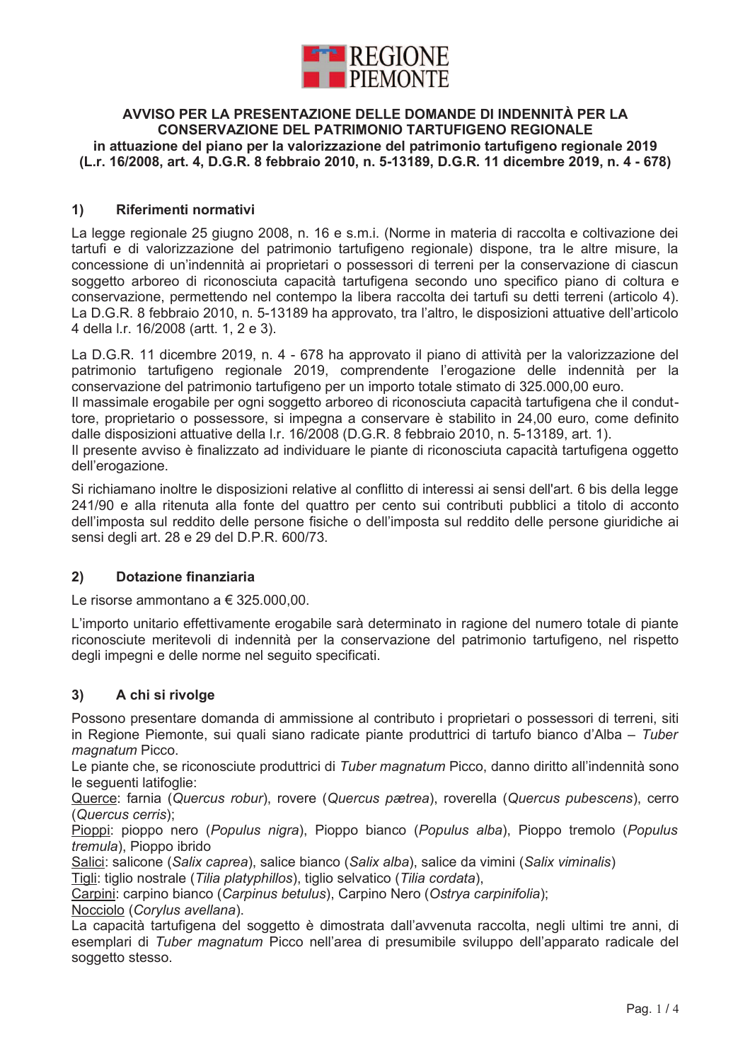REGIONE PIEMONTE

**AVVISO PER LA PRESENTAZIONE DELLE DOMANDE DI INDENNITÀ PER LA CONSERVAZIONE DEL PATRIMONIO TARTUFIGENO REGIONALE**
**in attuazione del piano per la valorizzazione del patrimonio tartufigeno regionale 2019**
**(L.r. 16/2008, art. 4, D.G.R. 8 febbraio 2010, n. 5-13189, D.G.R. 11 dicembre 2019, n. 4 - 678)**

## 1) Riferimenti normativi

La legge regionale 25 giugno 2008, n. 16 e s.m.i. (Norme in materia di raccolta e coltivazione dei tartufi e di valorizzazione del patrimonio tartufigeno regionale) dispone, tra le altre misure, la concessione di un'indennità ai proprietari o possessori di terreni per la conservazione di ciascun soggetto arboreo di riconosciuta capacità tartufigena secondo uno specifico piano di coltura e conservazione, permettendo nel contempo la libera raccolta dei tartufi su detti terreni (articolo 4).
La D.G.R. 8 febbraio 2010, n. 5-13189 ha approvato, tra l'altro, le disposizioni attuative dell'articolo 4 della l.r. 16/2008 (artt. 1, 2 e 3).

La D.G.R. 11 dicembre 2019, n. 4 - 678 ha approvato il piano di attività per la valorizzazione del patrimonio tartufigeno regionale 2019, comprendente l'erogazione delle indennità per la conservazione del patrimonio tartufigeno per un importo totale stimato di 325.000,00 euro.
Il massimale erogabile per ogni soggetto arboreo di riconosciuta capacità tartufigena che il conduttore, proprietario o possessore, si impegna a conservare è stabilito in 24,00 euro, come definito dalle disposizioni attuative della l.r. 16/2008 (D.G.R. 8 febbraio 2010, n. 5-13189, art. 1).
Il presente avviso è finalizzato ad individuare le piante di riconosciuta capacità tartufigena oggetto dell'erogazione.

Si richiamano inoltre le disposizioni relative al conflitto di interessi ai sensi dell'art. 6 bis della legge 241/90 e alla ritenuta alla fonte del quattro per cento sui contributi pubblici a titolo di acconto dell'imposta sul reddito delle persone fisiche o dell'imposta sul reddito delle persone giuridiche ai sensi degli art. 28 e 29 del D.P.R. 600/73.

## 2) Dotazione finanziaria

Le risorse ammontano a € 325.000,00.

L'importo unitario effettivamente erogabile sarà determinato in ragione del numero totale di piante riconosciute meritevoli di indennità per la conservazione del patrimonio tartufigeno, nel rispetto degli impegni e delle norme nel seguito specificati.

## 3) A chi si rivolge

Possono presentare domanda di ammissione al contributo i proprietari o possessori di terreni, siti in Regione Piemonte, sui quali siano radicate piante produttrici di tartufo bianco d'Alba – *Tuber magnatum* Picco.
Le piante che, se riconosciute produttrici di *Tuber magnatum* Picco, danno diritto all'indennità sono le seguenti latifoglie:
Querce: farnia (*Quercus robur*), rovere (*Quercus pætrea*), roverella (*Quercus pubescens*), cerro (*Quercus cerris*);
Pioppi: pioppo nero (*Populus nigra*), Pioppo bianco (*Populus alba*), Pioppo tremolo (*Populus tremula*), Pioppo ibrido
Salici: salicone (*Salix caprea*), salice bianco (*Salix alba*), salice da vimini (*Salix viminalis*)
Tigli: tiglio nostrale (*Tilia platyphillos*), tiglio selvatico (*Tilia cordata*),
Carpini: carpino bianco (*Carpinus betulus*), Carpino Nero (*Ostrya carpinifolia*);
Nocciolo (*Corylus avellana*).
La capacità tartufigena del soggetto è dimostrata dall'avvenuta raccolta, negli ultimi tre anni, di esemplari di *Tuber magnatum* Picco nell'area di presumibile sviluppo dell'apparato radicale del soggetto stesso.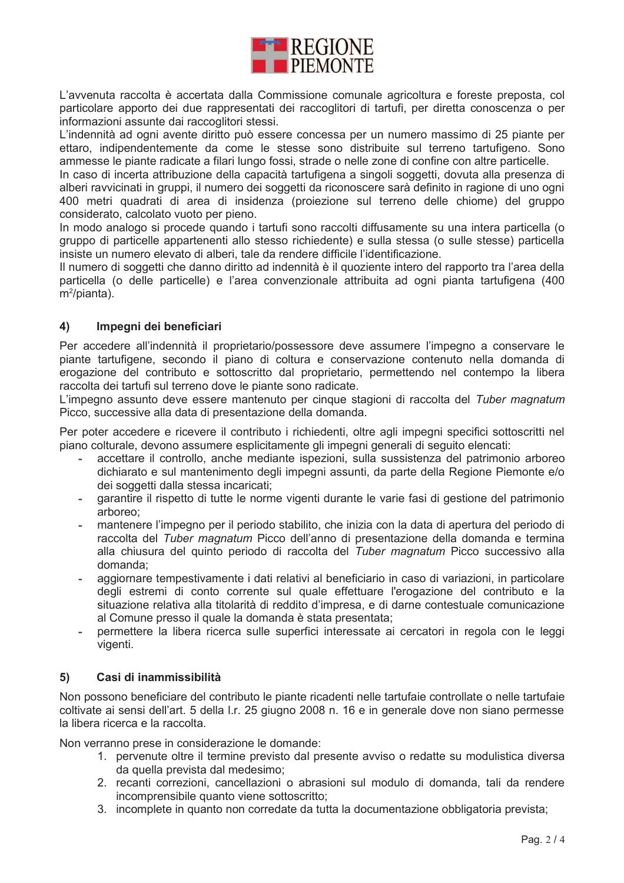L'avvenuta raccolta è accertata dalla Commissione comunale agricoltura e foreste preposta, col particolare apporto dei due rappresentati dei raccoglitori di tartufi, per diretta conoscenza o per informazioni assunte dai raccoglitori stessi.

L'indennità ad ogni avente diritto può essere concessa per un numero massimo di 25 piante per ettaro, indipendentemente da come le stesse sono distribuite sul terreno tartufigeno. Sono ammesse le piante radicate a filari lungo fossi, strade o nelle zone di confine con altre particelle.

In caso di incerta attribuzione della capacità tartufigena a singoli soggetti, dovuta alla presenza di alberi ravvicinati in gruppi, il numero dei soggetti da riconoscere sarà definito in ragione di uno ogni 400 metri quadrati di area di insidenza (proiezione sul terreno delle chiome) del gruppo considerato, calcolato vuoto per pieno.

In modo analogo si procede quando i tartufi sono raccolti diffusamente su una intera particella (o gruppo di particelle appartenenti allo stesso richiedente) e sulla stessa (o sulle stesse) particella insiste un numero elevato di alberi, tale da rendere difficile l'identificazione.

Il numero di soggetti che danno diritto ad indennità è il quoziente intero del rapporto tra l'area della particella (o delle particelle) e l'area convenzionale attribuita ad ogni pianta tartufigena (400 $m^2$/pianta).

## 4) Impegni dei beneficiari

Per accedere all'indennità il proprietario/possessore deve assumere l'impegno a conservare le piante tartufigene, secondo il piano di coltura e conservazione contenuto nella domanda di erogazione del contributo e sottoscritto dal proprietario, permettendo nel contempo la libera raccolta dei tartufi sul terreno dove le piante sono radicate.

L'impegno assunto deve essere mantenuto per cinque stagioni di raccolta del *Tuber magnatum* Picco, successive alla data di presentazione della domanda.

Per poter accedere e ricevere il contributo i richiedenti, oltre agli impegni specifici sottoscritti nel piano colturale, devono assumere esplicitamente gli impegni generali di seguito elencati:

- accettare il controllo, anche mediante ispezioni, sulla sussistenza del patrimonio arboreo dichiarato e sul mantenimento degli impegni assunti, da parte della Regione Piemonte e/o dei soggetti dalla stessa incaricati;
- garantire il rispetto di tutte le norme vigenti durante le varie fasi di gestione del patrimonio arboreo;
- mantenere l'impegno per il periodo stabilito, che inizia con la data di apertura del periodo di raccolta del *Tuber magnatum* Picco dell'anno di presentazione della domanda e termina alla chiusura del quinto periodo di raccolta del *Tuber magnatum* Picco successivo alla domanda;
- aggiornare tempestivamente i dati relativi al beneficiario in caso di variazioni, in particolare degli estremi di conto corrente sul quale effettuare l'erogazione del contributo e la situazione relativa alla titolarità di reddito d'impresa, e di darne contestuale comunicazione al Comune presso il quale la domanda è stata presentata;
- permettere la libera ricerca sulle superfici interessate ai cercatori in regola con le leggi vigenti.

## 5) Casi di inammissibilità

Non possono beneficiare del contributo le piante ricadenti nelle tartufaie controllate o nelle tartufaie coltivate ai sensi dell'art. 5 della l.r. 25 giugno 2008 n. 16 e in generale dove non siano permesse la libera ricerca e la raccolta.

Non verranno prese in considerazione le domande:

1. pervenute oltre il termine previsto dal presente avviso o redatte su modulistica diversa da quella prevista dal medesimo;
2. recanti correzioni, cancellazioni o abrasioni sul modulo di domanda, tali da rendere incomprensibile quanto viene sottoscritto;
3. incomplete in quanto non corredate da tutta la documentazione obbligatoria prevista;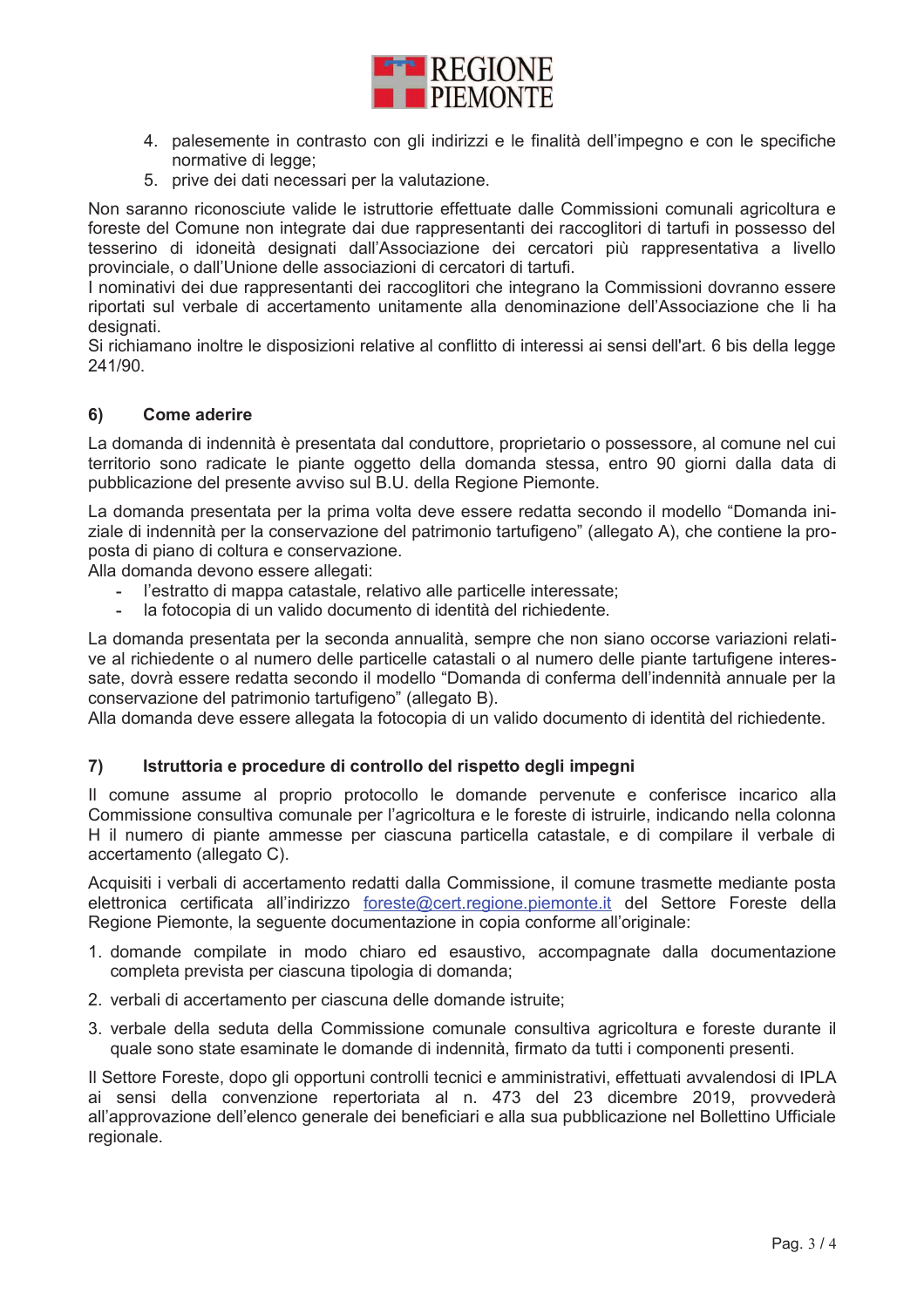4. palesemente in contrasto con gli indirizzi e le finalità dell'impegno e con le specifiche normative di legge;
5. prive dei dati necessari per la valutazione.

Non saranno riconosciute valide le istruttorie effettuate dalle Commissioni comunali agricoltura e foreste del Comune non integrate dai due rappresentanti dei raccoglitori di tartufi in possesso del tesserino di idoneità designati dall'Associazione dei cercatori più rappresentativa a livello provinciale, o dall'Unione delle associazioni di cercatori di tartufi.
I nominativi dei due rappresentanti dei raccoglitori che integrano la Commissioni dovranno essere riportati sul verbale di accertamento unitamente alla denominazione dell'Associazione che li ha designati.
Si richiamano inoltre le disposizioni relative al conflitto di interessi ai sensi dell'art. 6 bis della legge 241/90.

## 6) Come aderire

La domanda di indennità è presentata dal conduttore, proprietario o possessore, al comune nel cui territorio sono radicate le piante oggetto della domanda stessa, entro 90 giorni dalla data di pubblicazione del presente avviso sul B.U. della Regione Piemonte.

La domanda presentata per la prima volta deve essere redatta secondo il modello "Domanda iniziale di indennità per la conservazione del patrimonio tartufigeno" (allegato A), che contiene la proposta di piano di coltura e conservazione.
Alla domanda devono essere allegati:

- l'estratto di mappa catastale, relativo alle particelle interessate;
- la fotocopia di un valido documento di identità del richiedente.

La domanda presentata per la seconda annualità, sempre che non siano occorse variazioni relative al richiedente o al numero delle particelle catastali o al numero delle piante tartufigene interessate, dovrà essere redatta secondo il modello "Domanda di conferma dell'indennità annuale per la conservazione del patrimonio tartufigeno" (allegato B).
Alla domanda deve essere allegata la fotocopia di un valido documento di identità del richiedente.

## 7) Istruttoria e procedure di controllo del rispetto degli impegni

Il comune assume al proprio protocollo le domande pervenute e conferisce incarico alla Commissione consultiva comunale per l'agricoltura e le foreste di istruirle, indicando nella colonna H il numero di piante ammesse per ciascuna particella catastale, e di compilare il verbale di accertamento (allegato C).

Acquisiti i verbali di accertamento redatti dalla Commissione, il comune trasmette mediante posta elettronica certificata all'indirizzo foreste@cert.regione.piemonte.it del Settore Foreste della Regione Piemonte, la seguente documentazione in copia conforme all'originale:

1. domande compilate in modo chiaro ed esaustivo, accompagnate dalla documentazione completa prevista per ciascuna tipologia di domanda;
2. verbali di accertamento per ciascuna delle domande istruite;
3. verbale della seduta della Commissione comunale consultiva agricoltura e foreste durante il quale sono state esaminate le domande di indennità, firmato da tutti i componenti presenti.

Il Settore Foreste, dopo gli opportuni controlli tecnici e amministrativi, effettuati avvalendosi di IPLA ai sensi della convenzione repertoriata al n. 473 del 23 dicembre 2019, provvederà all'approvazione dell'elenco generale dei beneficiari e alla sua pubblicazione nel Bollettino Ufficiale regionale.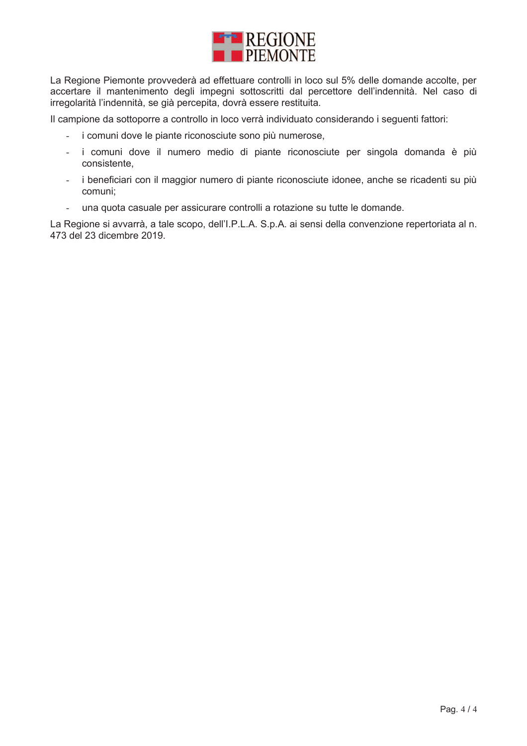La Regione Piemonte provvederà ad effettuare controlli in loco sul 5% delle domande accolte, per accertare il mantenimento degli impegni sottoscritti dal percettore dell'indennità. Nel caso di irregolarità l'indennità, se già percepita, dovrà essere restituita.

Il campione da sottoporre a controllo in loco verrà individuato considerando i seguenti fattori:

- i comuni dove le piante riconosciute sono più numerose,
- i comuni dove il numero medio di piante riconosciute per singola domanda è più consistente,
- i beneficiari con il maggior numero di piante riconosciute idonee, anche se ricadenti su più comuni;
- una quota casuale per assicurare controlli a rotazione su tutte le domande.

La Regione si avvarrà, a tale scopo, dell'I.P.L.A. S.p.A. ai sensi della convenzione repertoriata al n. 473 del 23 dicembre 2019.